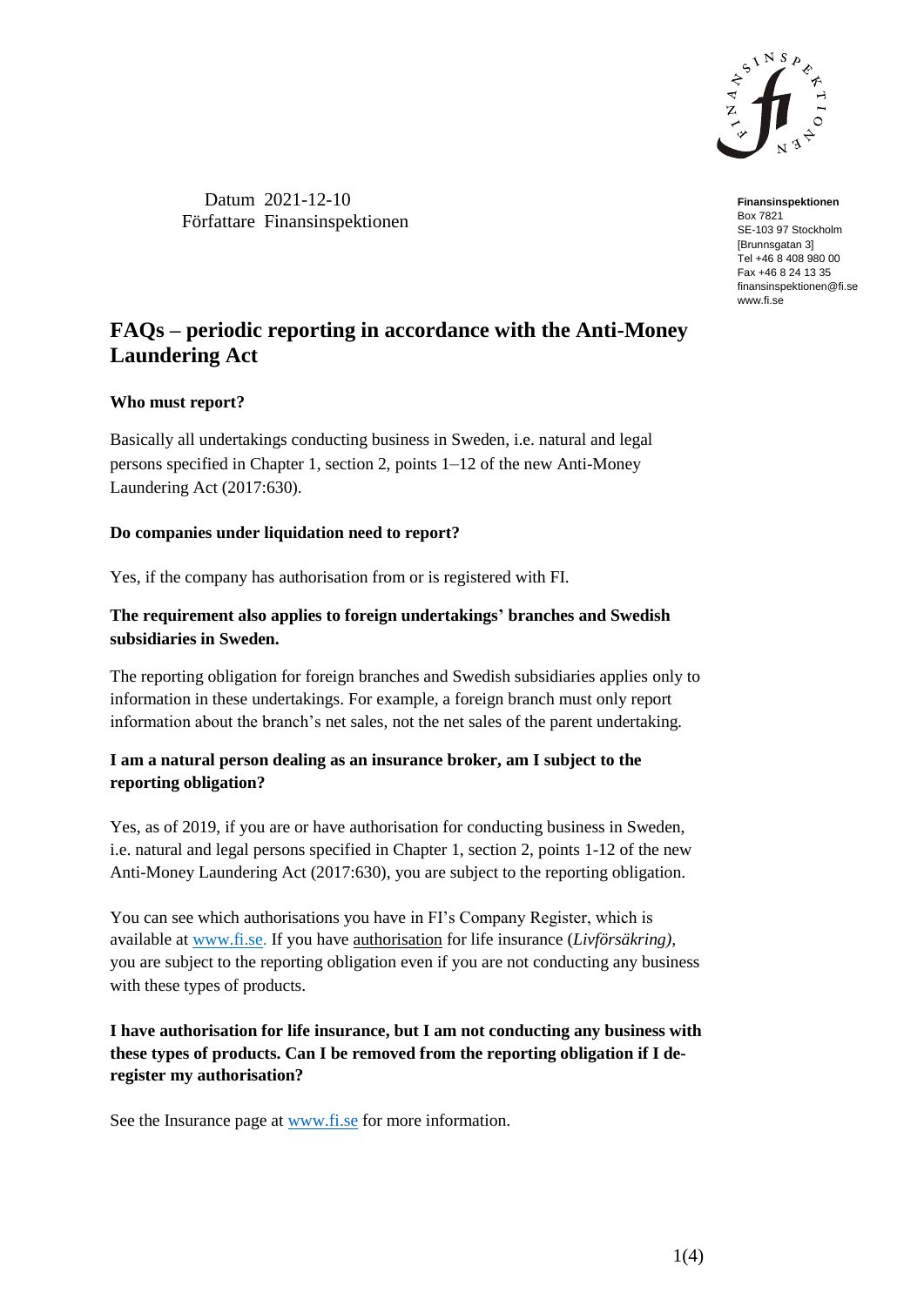Datum 2021-12-10
Författare Finansinspektionen

**Finansinspektionen**
Box 7821
SE-103 97 Stockholm
[Brunnsgatan 3]
Tel +46 8 408 980 00
Fax +46 8 24 13 35
finansinspektionen@fi.se
www.fi.se

# FAQs – periodic reporting in accordance with the Anti-Money Laundering Act

### Who must report?

Basically all undertakings conducting business in Sweden, i.e. natural and legal persons specified in Chapter 1, section 2, points 1–12 of the new Anti-Money Laundering Act (2017:630).

### Do companies under liquidation need to report?

Yes, if the company has authorisation from or is registered with FI.

### The requirement also applies to foreign undertakings' branches and Swedish subsidiaries in Sweden.

The reporting obligation for foreign branches and Swedish subsidiaries applies only to information in these undertakings. For example, a foreign branch must only report information about the branch's net sales, not the net sales of the parent undertaking.

### I am a natural person dealing as an insurance broker, am I subject to the reporting obligation?

Yes, as of 2019, if you are or have authorisation for conducting business in Sweden, i.e. natural and legal persons specified in Chapter 1, section 2, points 1-12 of the new Anti-Money Laundering Act (2017:630), you are subject to the reporting obligation.

You can see which authorisations you have in FI's Company Register, which is available at www.fi.se. If you have authorisation for life insurance (*Livförsäkring),* you are subject to the reporting obligation even if you are not conducting any business with these types of products.

### I have authorisation for life insurance, but I am not conducting any business with these types of products. Can I be removed from the reporting obligation if I de-register my authorisation?

See the Insurance page at www.fi.se for more information.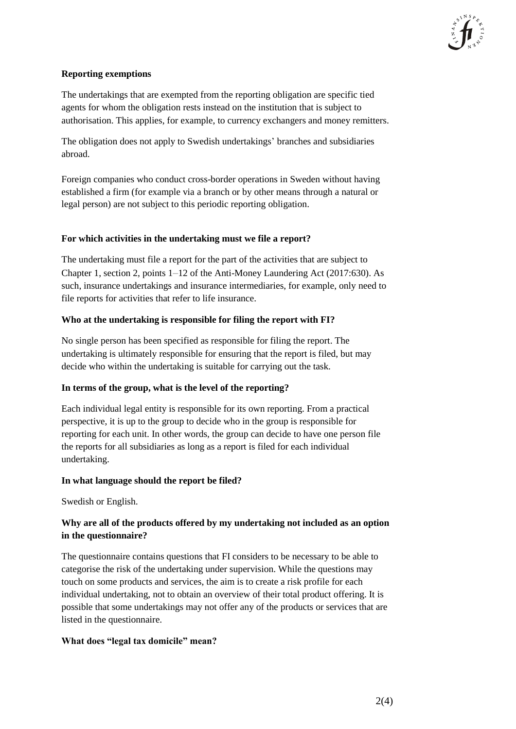**Reporting exemptions**

The undertakings that are exempted from the reporting obligation are specific tied agents for whom the obligation rests instead on the institution that is subject to authorisation. This applies, for example, to currency exchangers and money remitters.

The obligation does not apply to Swedish undertakings' branches and subsidiaries abroad.

Foreign companies who conduct cross-border operations in Sweden without having established a firm (for example via a branch or by other means through a natural or legal person) are not subject to this periodic reporting obligation.

**For which activities in the undertaking must we file a report?**

The undertaking must file a report for the part of the activities that are subject to Chapter 1, section 2, points 1–12 of the Anti-Money Laundering Act (2017:630). As such, insurance undertakings and insurance intermediaries, for example, only need to file reports for activities that refer to life insurance.

**Who at the undertaking is responsible for filing the report with FI?**

No single person has been specified as responsible for filing the report. The undertaking is ultimately responsible for ensuring that the report is filed, but may decide who within the undertaking is suitable for carrying out the task.

**In terms of the group, what is the level of the reporting?**

Each individual legal entity is responsible for its own reporting. From a practical perspective, it is up to the group to decide who in the group is responsible for reporting for each unit. In other words, the group can decide to have one person file the reports for all subsidiaries as long as a report is filed for each individual undertaking.

**In what language should the report be filed?**

Swedish or English.

**Why are all of the products offered by my undertaking not included as an option in the questionnaire?**

The questionnaire contains questions that FI considers to be necessary to be able to categorise the risk of the undertaking under supervision. While the questions may touch on some products and services, the aim is to create a risk profile for each individual undertaking, not to obtain an overview of their total product offering. It is possible that some undertakings may not offer any of the products or services that are listed in the questionnaire.

**What does "legal tax domicile" mean?**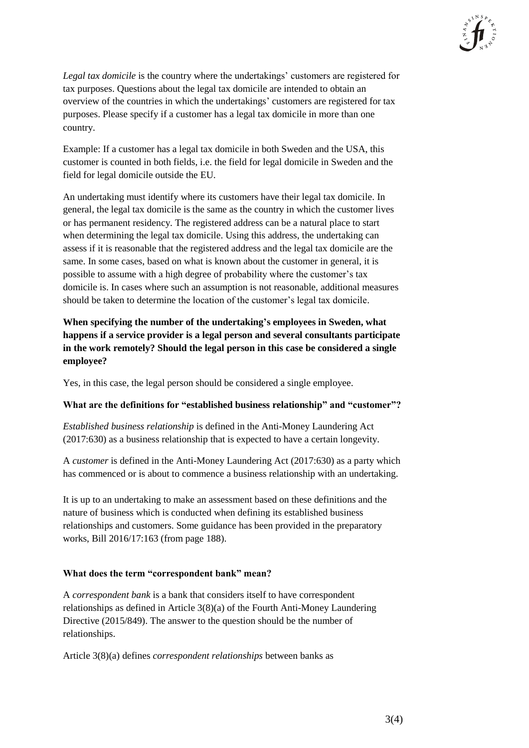*Legal tax domicile* is the country where the undertakings' customers are registered for tax purposes. Questions about the legal tax domicile are intended to obtain an overview of the countries in which the undertakings' customers are registered for tax purposes. Please specify if a customer has a legal tax domicile in more than one country.

Example: If a customer has a legal tax domicile in both Sweden and the USA, this customer is counted in both fields, i.e. the field for legal domicile in Sweden and the field for legal domicile outside the EU.

An undertaking must identify where its customers have their legal tax domicile. In general, the legal tax domicile is the same as the country in which the customer lives or has permanent residency. The registered address can be a natural place to start when determining the legal tax domicile. Using this address, the undertaking can assess if it is reasonable that the registered address and the legal tax domicile are the same. In some cases, based on what is known about the customer in general, it is possible to assume with a high degree of probability where the customer's tax domicile is. In cases where such an assumption is not reasonable, additional measures should be taken to determine the location of the customer's legal tax domicile.

**When specifying the number of the undertaking's employees in Sweden, what happens if a service provider is a legal person and several consultants participate in the work remotely? Should the legal person in this case be considered a single employee?**

Yes, in this case, the legal person should be considered a single employee.

**What are the definitions for "established business relationship" and "customer"?**

*Established business relationship* is defined in the Anti-Money Laundering Act (2017:630) as a business relationship that is expected to have a certain longevity.

A *customer* is defined in the Anti-Money Laundering Act (2017:630) as a party which has commenced or is about to commence a business relationship with an undertaking.

It is up to an undertaking to make an assessment based on these definitions and the nature of business which is conducted when defining its established business relationships and customers. Some guidance has been provided in the preparatory works, Bill 2016/17:163 (from page 188).

**What does the term "correspondent bank" mean?**

A *correspondent bank* is a bank that considers itself to have correspondent relationships as defined in Article 3(8)(a) of the Fourth Anti-Money Laundering Directive (2015/849). The answer to the question should be the number of relationships.

Article 3(8)(a) defines *correspondent relationships* between banks as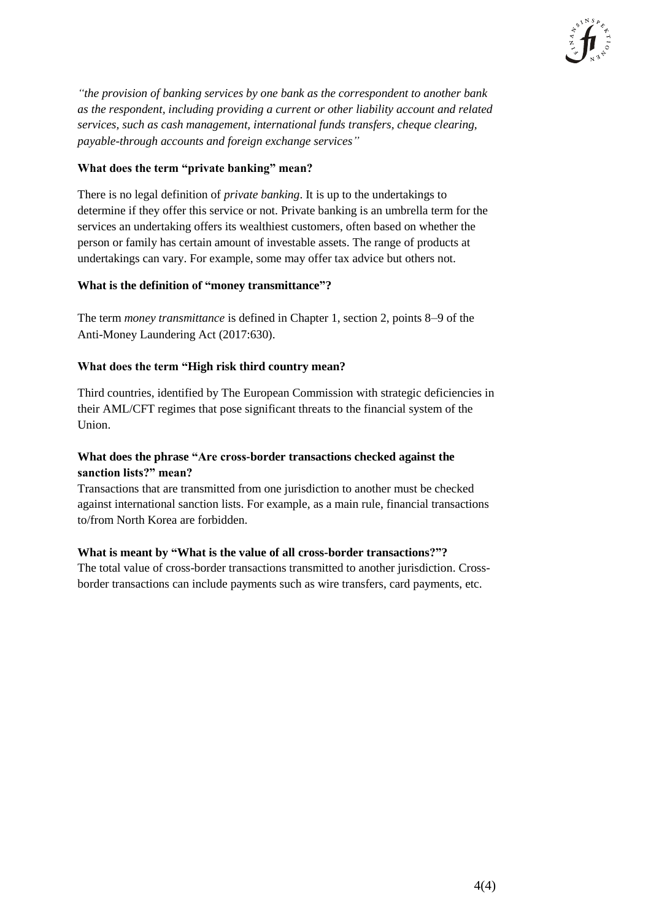*"the provision of banking services by one bank as the correspondent to another bank as the respondent, including providing a current or other liability account and related services, such as cash management, international funds transfers, cheque clearing, payable-through accounts and foreign exchange services"*

**What does the term "private banking" mean?**

There is no legal definition of *private banking*. It is up to the undertakings to determine if they offer this service or not. Private banking is an umbrella term for the services an undertaking offers its wealthiest customers, often based on whether the person or family has certain amount of investable assets. The range of products at undertakings can vary. For example, some may offer tax advice but others not.

**What is the definition of "money transmittance"?**

The term *money transmittance* is defined in Chapter 1, section 2, points 8–9 of the Anti-Money Laundering Act (2017:630).

**What does the term "High risk third country mean?**

Third countries, identified by The European Commission with strategic deficiencies in their AML/CFT regimes that pose significant threats to the financial system of the Union.

**What does the phrase "Are cross-border transactions checked against the sanction lists?" mean?**

Transactions that are transmitted from one jurisdiction to another must be checked against international sanction lists. For example, as a main rule, financial transactions to/from North Korea are forbidden.

**What is meant by "What is the value of all cross-border transactions?"?**

The total value of cross-border transactions transmitted to another jurisdiction. Cross-border transactions can include payments such as wire transfers, card payments, etc.